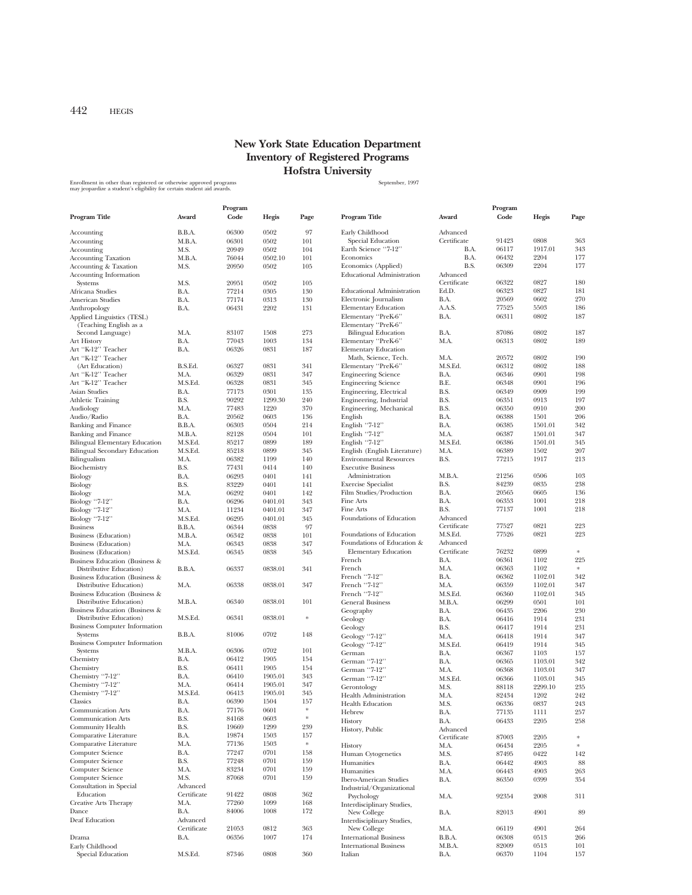# New York State Education Department
# Inventory of Registered Programs
# Hofstra University

Enrollment in other than registered or otherwise approved programs may jeopardize a student's eligibility for certain student aid awards.

September, 1997

| Program Title | Award | Program Code | Hegis | Page |
|---|---|---|---|---|
| Accounting | B.B.A. | 06300 | 0502 | 97 |
| Accounting | M.B.A. | 06301 | 0502 | 101 |
| Accounting | M.S. | 20949 | 0502 | 104 |
| Accounting Taxation | M.B.A. | 76044 | 0502.10 | 101 |
| Accounting & Taxation | M.S. | 20950 | 0502 | 105 |
| Accounting Information Systems | M.S. | 20951 | 0502 | 105 |
| Africana Studies | B.A. | 77214 | 0305 | 130 |
| American Studies | B.A. | 77174 | 0313 | 130 |
| Anthropology | B.A. | 06431 | 2202 | 131 |
| Applied Linguistics (TESL) (Teaching English as a Second Language) | M.A. | 83107 | 1508 | 273 |
| Art History | B.A. | 77043 | 1003 | 134 |
| Art "K-12" Teacher | B.A. | 06326 | 0831 | 187 |
| Art "K-12" Teacher (Art Education) | B.S.Ed. | 06327 | 0831 | 341 |
| Art "K-12" Teacher | M.A. | 06329 | 0831 | 347 |
| Art "K-12" Teacher | M.S.Ed. | 06328 | 0831 | 345 |
| Asian Studies | B.A. | 77173 | 0301 | 135 |
| Athletic Training | B.S. | 90292 | 1299.30 | 240 |
| Audiology | M.A. | 77483 | 1220 | 370 |
| Audio/Radio | B.A. | 20562 | 0603 | 136 |
| Banking and Finance | B.B.A. | 06303 | 0504 | 214 |
| Banking and Finance | M.B.A. | 82128 | 0504 | 101 |
| Bilingual Elementary Education | M.S.Ed. | 85217 | 0899 | 189 |
| Bilingual Secondary Education | M.S.Ed. | 85218 | 0899 | 345 |
| Bilingualism | M.A. | 06382 | 1199 | 140 |
| Biochemistry | B.S. | 77431 | 0414 | 140 |
| Biology | B.A. | 06293 | 0401 | 141 |
| Biology | B.S. | 83229 | 0401 | 141 |
| Biology | M.A. | 06292 | 0401 | 142 |
| Biology "7-12" | B.A. | 06296 | 0401.01 | 343 |
| Biology "7-12" | M.A. | 11234 | 0401.01 | 347 |
| Biology "7-12" | M.S.Ed. | 06295 | 0401.01 | 345 |
| Business | B.B.A. | 06344 | 0838 | 97 |
| Business (Education) | M.B.A. | 06342 | 0838 | 101 |
| Business (Education) | M.A. | 06343 | 0838 | 347 |
| Business (Education) | M.S.Ed. | 06345 | 0838 | 345 |
| Business Education (Business & Distributive Education) | B.B.A. | 06337 | 0838.01 | 341 |
| Business Education (Business & Distributive Education) | M.A. | 06338 | 0838.01 | 347 |
| Business Education (Business & Distributive Education) | M.B.A. | 06340 | 0838.01 | 101 |
| Business Education (Business & Distributive Education) | M.S.Ed. | 06341 | 0838.01 | * |
| Business Computer Information Systems | B.B.A. | 81006 | 0702 | 148 |
| Business Computer Information Systems | M.B.A. | 06306 | 0702 | 101 |
| Chemistry | B.A. | 06412 | 1905 | 154 |
| Chemistry | B.S. | 06411 | 1905 | 154 |
| Chemistry "7-12" | B.A. | 06410 | 1905.01 | 343 |
| Chemistry "7-12" | M.A. | 06414 | 1905.01 | 347 |
| Chemistry "7-12" | M.S.Ed. | 06413 | 1905.01 | 345 |
| Classics | B.A. | 06390 | 1504 | 157 |
| Communication Arts | B.A. | 77176 | 0601 | * |
| Communication Arts | B.S. | 84168 | 0603 | * |
| Community Health | B.S. | 19669 | 1299 | 239 |
| Comparative Literature | B.A. | 19874 | 1503 | 157 |
| Comparative Literature | M.A. | 77136 | 1503 | * |
| Computer Science | B.A. | 77247 | 0701 | 158 |
| Computer Science | B.S. | 77248 | 0701 | 159 |
| Computer Science | M.A. | 83234 | 0701 | 159 |
| Computer Science | M.S. | 87068 | 0701 | 159 |
| Consultation in Special Education | Advanced Certificate | 91422 | 0808 | 362 |
| Creative Arts Therapy | M.A. | 77260 | 1099 | 168 |
| Dance | B.A. | 84006 | 1008 | 172 |
| Deaf Education | Advanced Certificate | 21053 | 0812 | 363 |
| Drama | B.A. | 06356 | 1007 | 174 |
| Early Childhood Special Education | M.S.Ed. | 87346 | 0808 | 360 |
| Early Childhood Special Education | Advanced Certificate | 91423 | 0808 | 363 |
| Earth Science "7-12" | B.A. | 06117 | 1917.01 | 343 |
| Economics | B.A. | 06432 | 2204 | 177 |
| Economics (Applied) | B.S. | 06309 | 2204 | 177 |
| Educational Administration | Advanced Certificate | 06322 | 0827 | 180 |
| Educational Administration | Ed.D. | 06323 | 0827 | 181 |
| Electronic Journalism | B.A. | 20569 | 0602 | 270 |
| Elementary Education | A.A.S. | 77525 | 5503 | 186 |
| Elementary "PreK-6" | B.A. | 06311 | 0802 | 187 |
| Elementary "PreK-6" Bilingual Education | B.A. | 87086 | 0802 | 187 |
| Elementary "PreK-6" | M.A. | 06313 | 0802 | 189 |
| Elementary Education Math, Science, Tech. | M.A. | 20572 | 0802 | 190 |
| Elementary "PreK-6" | M.S.Ed. | 06312 | 0802 | 188 |
| Engineering Science | B.A. | 06346 | 0901 | 198 |
| Engineering Science | B.E. | 06348 | 0901 | 196 |
| Engineering, Electrical | B.S. | 06349 | 0909 | 199 |
| Engineering, Industrial | B.S. | 06351 | 0913 | 197 |
| Engineering, Mechanical | B.S. | 06350 | 0910 | 200 |
| English | B.A. | 06388 | 1501 | 206 |
| English "7-12" | B.A. | 06385 | 1501.01 | 342 |
| English "7-12" | M.A. | 06387 | 1501.01 | 347 |
| English "7-12" | M.S.Ed. | 06386 | 1501.01 | 345 |
| English (English Literature) | M.A. | 06389 | 1502 | 207 |
| Environmental Resources | B.S. | 77215 | 1917 | 213 |
| Executive Business Administration | M.B.A. | 21256 | 0506 | 103 |
| Exercise Specialist | B.S. | 84239 | 0835 | 238 |
| Film Studies/Production | B.A. | 20565 | 0605 | 136 |
| Fine Arts | B.A. | 06353 | 1001 | 218 |
| Fine Arts | B.S. | 77137 | 1001 | 218 |
| Foundations of Education | Advanced Certificate | 77527 | 0821 | 223 |
| Foundations of Education | M.S.Ed. | 77526 | 0821 | 223 |
| Foundations of Education & Elementary Education | Advanced Certificate | 76232 | 0899 | * |
| French | B.A. | 06361 | 1102 | 225 |
| French | M.A. | 06363 | 1102 | * |
| French "7-12" | B.A. | 06362 | 1102.01 | 342 |
| French "7-12" | M.A. | 06359 | 1102.01 | 347 |
| French "7-12" | M.S.Ed. | 06360 | 1102.01 | 345 |
| General Business | M.B.A. | 06299 | 0501 | 101 |
| Geography | B.A. | 06435 | 2206 | 230 |
| Geology | B.A. | 06416 | 1914 | 231 |
| Geology | B.S. | 06417 | 1914 | 231 |
| Geology "7-12" | M.A. | 06418 | 1914 | 347 |
| Geology "7-12" | M.S.Ed. | 06419 | 1914 | 345 |
| German | B.A. | 06367 | 1103 | 157 |
| German "7-12" | B.A. | 06365 | 1103.01 | 342 |
| German "7-12" | M.A. | 06368 | 1103.01 | 347 |
| German "7-12" | M.S.Ed. | 06366 | 1103.01 | 345 |
| Gerontology | M.S. | 88118 | 2299.10 | 235 |
| Health Administration | M.A. | 82434 | 1202 | 242 |
| Health Education | M.S. | 06336 | 0837 | 243 |
| Hebrew | B.A. | 77135 | 1111 | 257 |
| History | B.A. | 06433 | 2205 | 258 |
| History, Public | Advanced Certificate | 87003 | 2205 | * |
| History | M.A. | 06434 | 2205 | * |
| Human Cytogenetics | M.S. | 87495 | 0422 | 142 |
| Humanities | B.A. | 06442 | 4903 | 88 |
| Humanities | M.A. | 06443 | 4903 | 263 |
| Ibero-American Studies | B.A. | 86350 | 0399 | 354 |
| Industrial/Organizational Psychology | M.A. | 92354 | 2008 | 311 |
| Interdisciplinary Studies, New College | B.A. | 82013 | 4901 | 89 |
| Interdisciplinary Studies, New College | M.A. | 06119 | 4901 | 264 |
| International Business | B.B.A. | 06308 | 0513 | 266 |
| International Business | M.B.A. | 82009 | 0513 | 101 |
| Italian | B.A. | 06370 | 1104 | 157 |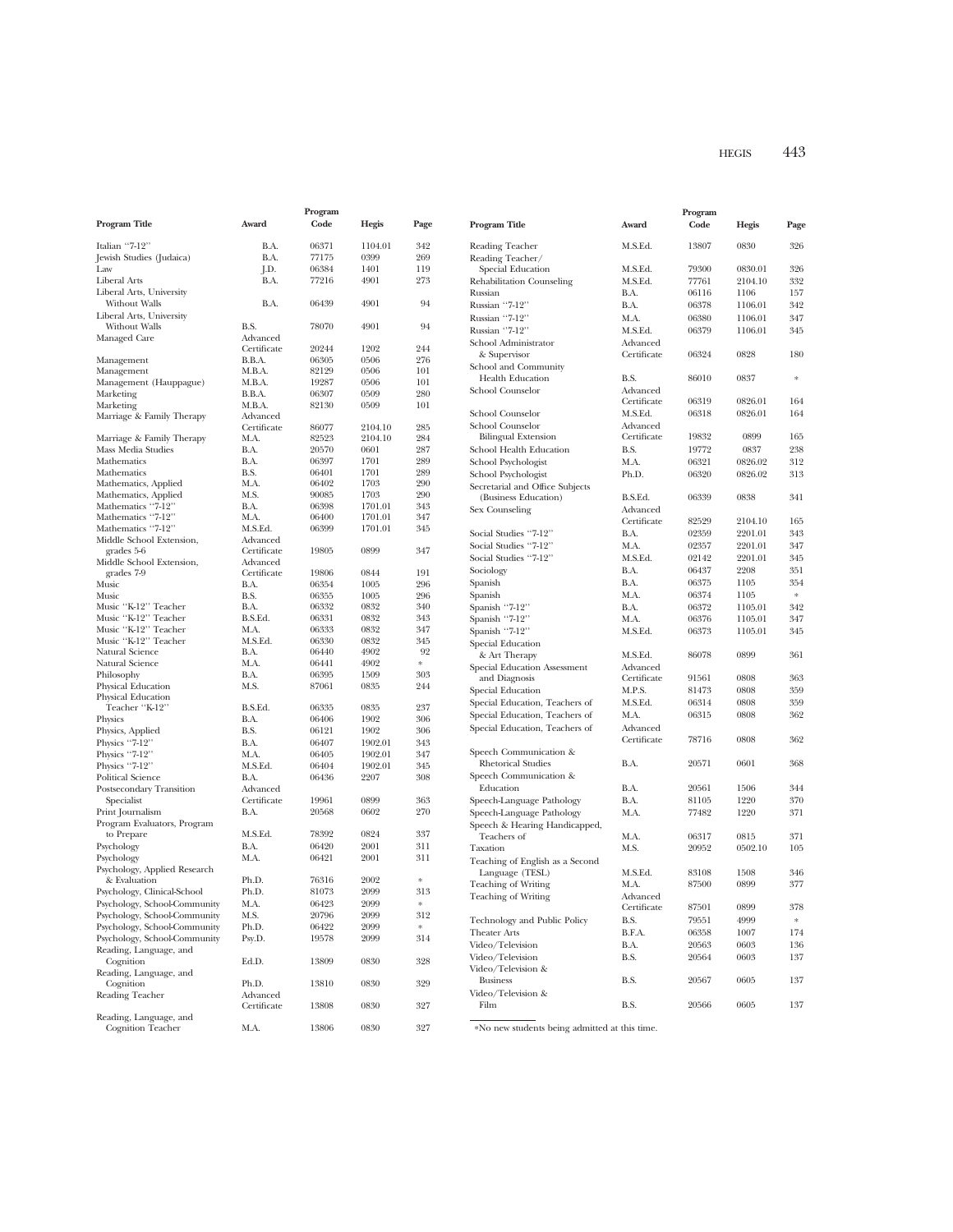| Program Title | Award | Program Code | Hegis | Page |
|---|---|---|---|---|
| Italian "7-12" | B.A. | 06371 | 1104.01 | 342 |
| Jewish Studies (Judaica) | B.A. | 77175 | 0399 | 269 |
| Law | J.D. | 06384 | 1401 | 119 |
| Liberal Arts | B.A. | 77216 | 4901 | 273 |
| Liberal Arts, University Without Walls | B.A. | 06439 | 4901 | 94 |
| Liberal Arts, University Without Walls | B.S. | 78070 | 4901 | 94 |
| Managed Care | Advanced Certificate | 20244 | 1202 | 244 |
| Management | B.B.A. | 06305 | 0506 | 276 |
| Management | M.B.A. | 82129 | 0506 | 101 |
| Management (Hauppague) | M.B.A. | 19287 | 0506 | 101 |
| Marketing | B.B.A. | 06307 | 0509 | 280 |
| Marketing | M.B.A. | 82130 | 0509 | 101 |
| Marriage & Family Therapy | Advanced Certificate | 86077 | 2104.10 | 285 |
| Marriage & Family Therapy | M.A. | 82523 | 2104.10 | 284 |
| Mass Media Studies | B.A. | 20570 | 0601 | 287 |
| Mathematics | B.A. | 06397 | 1701 | 289 |
| Mathematics | B.S. | 06401 | 1701 | 289 |
| Mathematics, Applied | M.A. | 06402 | 1703 | 290 |
| Mathematics, Applied | M.S. | 90085 | 1703 | 290 |
| Mathematics "7-12" | B.A. | 06398 | 1701.01 | 343 |
| Mathematics "7-12" | M.A. | 06400 | 1701.01 | 347 |
| Mathematics "7-12" | M.S.Ed. | 06399 | 1701.01 | 345 |
| Middle School Extension, grades 5-6 | Advanced Certificate | 19805 | 0899 | 347 |
| Middle School Extension, grades 7-9 | Advanced Certificate | 19806 | 0844 | 191 |
| Music | B.A. | 06354 | 1005 | 296 |
| Music | B.S. | 06355 | 1005 | 296 |
| Music "K-12" Teacher | B.A. | 06332 | 0832 | 340 |
| Music "K-12" Teacher | B.S.Ed. | 06331 | 0832 | 343 |
| Music "K-12" Teacher | M.A. | 06333 | 0832 | 347 |
| Music "K-12" Teacher | M.S.Ed. | 06330 | 0832 | 345 |
| Natural Science | B.A. | 06440 | 4902 | 92 |
| Natural Science | M.A. | 06441 | 4902 | * |
| Philosophy | B.A. | 06395 | 1509 | 303 |
| Physical Education | M.S. | 87061 | 0835 | 244 |
| Physical Education Teacher "K-12" | B.S.Ed. | 06335 | 0835 | 237 |
| Physics | B.A. | 06406 | 1902 | 306 |
| Physics, Applied | B.S. | 06121 | 1902 | 306 |
| Physics "7-12" | B.A. | 06407 | 1902.01 | 343 |
| Physics "7-12" | M.A. | 06405 | 1902.01 | 347 |
| Physics "7-12" | M.S.Ed. | 06404 | 1902.01 | 345 |
| Political Science | B.A. | 06436 | 2207 | 308 |
| Postsecondary Transition Specialist | Advanced Certificate | 19961 | 0899 | 363 |
| Print Journalism | B.A. | 20568 | 0602 | 270 |
| Program Evaluators, Program to Prepare | M.S.Ed. | 78392 | 0824 | 337 |
| Psychology | B.A. | 06420 | 2001 | 311 |
| Psychology | M.A. | 06421 | 2001 | 311 |
| Psychology, Applied Research & Evaluation | Ph.D. | 76316 | 2002 | * |
| Psychology, Clinical-School | Ph.D. | 81073 | 2099 | 313 |
| Psychology, School-Community | M.A. | 06423 | 2099 | * |
| Psychology, School-Community | M.S. | 20796 | 2099 | 312 |
| Psychology, School-Community | Ph.D. | 06422 | 2099 | * |
| Psychology, School-Community | Psy.D. | 19578 | 2099 | 314 |
| Reading, Language, and Cognition | Ed.D. | 13809 | 0830 | 328 |
| Reading, Language, and Cognition | Ph.D. | 13810 | 0830 | 329 |
| Reading Teacher | Advanced Certificate | 13808 | 0830 | 327 |
| Reading, Language, and Cognition Teacher | M.A. | 13806 | 0830 | 327 |
| Reading Teacher | M.S.Ed. | 13807 | 0830 | 326 |
| Reading Teacher/ Special Education | M.S.Ed. | 79300 | 0830.01 | 326 |
| Rehabilitation Counseling | M.S.Ed. | 77761 | 2104.10 | 332 |
| Russian | B.A. | 06116 | 1106 | 157 |
| Russian "7-12" | B.A. | 06378 | 1106.01 | 342 |
| Russian "7-12" | M.A. | 06380 | 1106.01 | 347 |
| Russian "7-12" | M.S.Ed. | 06379 | 1106.01 | 345 |
| School Administrator & Supervisor | Advanced Certificate | 06324 | 0828 | 180 |
| School and Community Health Education | B.S. | 86010 | 0837 | * |
| School Counselor | Advanced Certificate | 06319 | 0826.01 | 164 |
| School Counselor | M.S.Ed. | 06318 | 0826.01 | 164 |
| School Counselor Bilingual Extension | Advanced Certificate | 19832 | 0899 | 165 |
| School Health Education | B.S. | 19772 | 0837 | 238 |
| School Psychologist | M.A. | 06321 | 0826.02 | 312 |
| School Psychologist | Ph.D. | 06320 | 0826.02 | 313 |
| Secretarial and Office Subjects (Business Education) | B.S.Ed. | 06339 | 0838 | 341 |
| Sex Counseling | Advanced Certificate | 82529 | 2104.10 | 165 |
| Social Studies "7-12" | B.A. | 02359 | 2201.01 | 343 |
| Social Studies "7-12" | M.A. | 02357 | 2201.01 | 347 |
| Social Studies "7-12" | M.S.Ed. | 02142 | 2201.01 | 345 |
| Sociology | B.A. | 06437 | 2208 | 351 |
| Spanish | B.A. | 06375 | 1105 | 354 |
| Spanish | M.A. | 06374 | 1105 | * |
| Spanish "7-12" | B.A. | 06372 | 1105.01 | 342 |
| Spanish "7-12" | M.A. | 06376 | 1105.01 | 347 |
| Spanish "7-12" | M.S.Ed. | 06373 | 1105.01 | 345 |
| Special Education & Art Therapy | M.S.Ed. | 86078 | 0899 | 361 |
| Special Education Assessment and Diagnosis | Advanced Certificate | 91561 | 0808 | 363 |
| Special Education | M.P.S. | 81473 | 0808 | 359 |
| Special Education, Teachers of | M.S.Ed. | 06314 | 0808 | 359 |
| Special Education, Teachers of | M.A. | 06315 | 0808 | 362 |
| Special Education, Teachers of | Advanced Certificate | 78716 | 0808 | 362 |
| Speech Communication & Rhetorical Studies | B.A. | 20571 | 0601 | 368 |
| Speech Communication & Education | B.A. | 20561 | 1506 | 344 |
| Speech-Language Pathology | B.A. | 81105 | 1220 | 370 |
| Speech-Language Pathology | M.A. | 77482 | 1220 | 371 |
| Speech & Hearing Handicapped, Teachers of | M.A. | 06317 | 0815 | 371 |
| Taxation | M.S. | 20952 | 0502.10 | 105 |
| Teaching of English as a Second Language (TESL) | M.S.Ed. | 83108 | 1508 | 346 |
| Teaching of Writing | M.A. | 87500 | 0899 | 377 |
| Teaching of Writing | Advanced Certificate | 87501 | 0899 | 378 |
| Technology and Public Policy | B.S. | 79551 | 4999 | * |
| Theater Arts | B.F.A. | 06358 | 1007 | 174 |
| Video/Television | B.A. | 20563 | 0603 | 136 |
| Video/Television | B.S. | 20564 | 0603 | 137 |
| Video/Television & Business | B.S. | 20567 | 0605 | 137 |
| Video/Television & Film | B.S. | 20566 | 0605 | 137 |

*No new students being admitted at this time.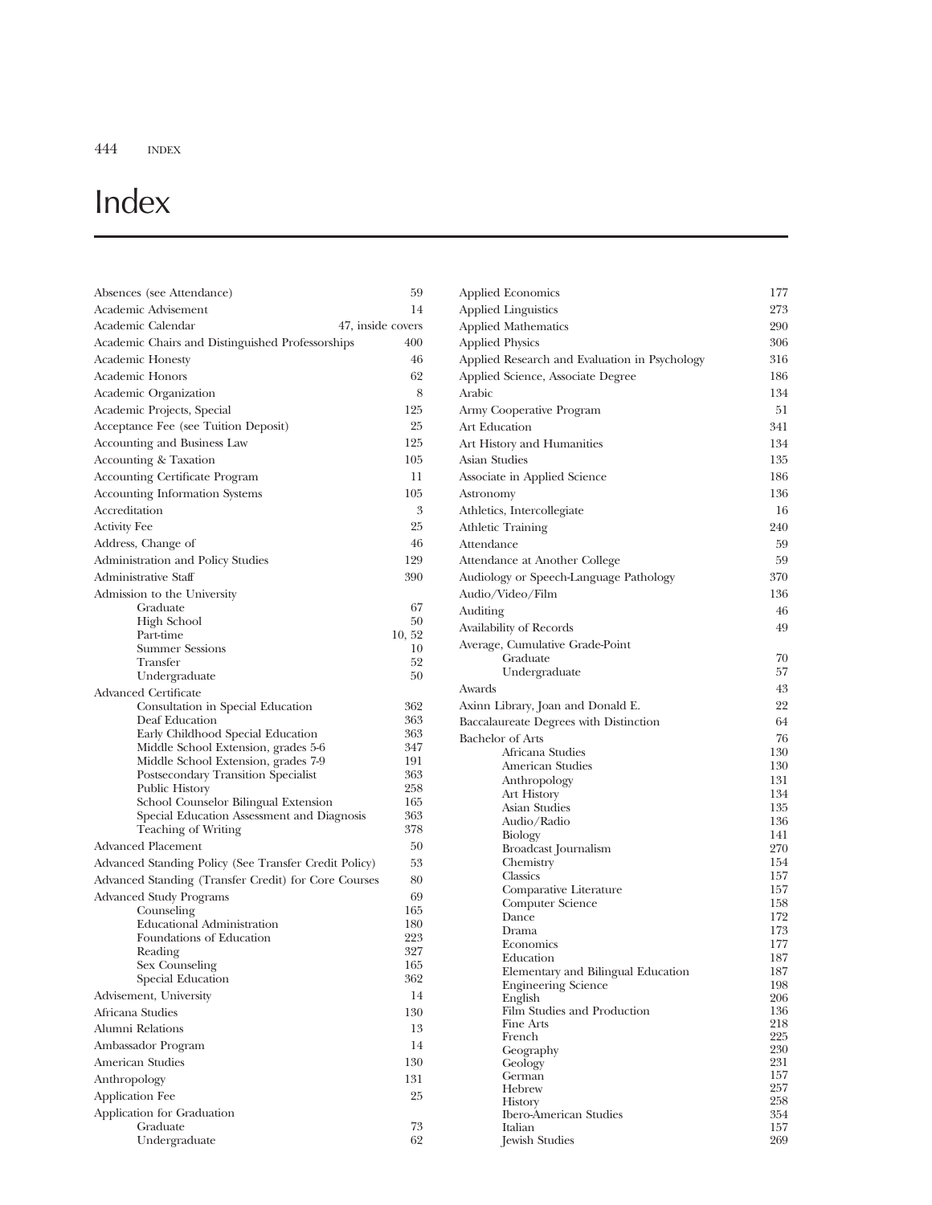# Index

Absences (see Attendance) 59
Academic Advisement 14
Academic Calendar 47, inside covers
Academic Chairs and Distinguished Professorships 400
Academic Honesty 46
Academic Honors 62
Academic Organization 8
Academic Projects, Special 125
Acceptance Fee (see Tuition Deposit) 25
Accounting and Business Law 125
Accounting & Taxation 105
Accounting Certificate Program 11
Accounting Information Systems 105
Accreditation 3
Activity Fee 25
Address, Change of 46
Administration and Policy Studies 129
Administrative Staff 390
Admission to the University
- Graduate 67
- High School 50
- Part-time 10, 52
- Summer Sessions 10
- Transfer 52
- Undergraduate 50

Advanced Certificate
- Consultation in Special Education 362
- Deaf Education 363
- Early Childhood Special Education 363
- Middle School Extension, grades 5-6 347
- Middle School Extension, grades 7-9 191
- Postsecondary Transition Specialist 363
- Public History 258
- School Counselor Bilingual Extension 165
- Special Education Assessment and Diagnosis 363
- Teaching of Writing 378

Advanced Placement 50
Advanced Standing Policy (See Transfer Credit Policy) 53
Advanced Standing (Transfer Credit) for Core Courses 80
Advanced Study Programs 69
- Counseling 165
- Educational Administration 180
- Foundations of Education 223
- Reading 327
- Sex Counseling 165
- Special Education 362

Advisement, University 14
Africana Studies 130
Alumni Relations 13
Ambassador Program 14
American Studies 130
Anthropology 131
Application Fee 25
Application for Graduation
- Graduate 73
- Undergraduate 62

Applied Economics 177
Applied Linguistics 273
Applied Mathematics 290
Applied Physics 306
Applied Research and Evaluation in Psychology 316
Applied Science, Associate Degree 186
Arabic 134
Army Cooperative Program 51
Art Education 341
Art History and Humanities 134
Asian Studies 135
Associate in Applied Science 186
Astronomy 136
Athletics, Intercollegiate 16
Athletic Training 240
Attendance 59
Attendance at Another College 59
Audiology or Speech-Language Pathology 370
Audio/Video/Film 136
Auditing 46
Availability of Records 49
Average, Cumulative Grade-Point
- Graduate 70
- Undergraduate 57

Awards 43
Axinn Library, Joan and Donald E. 22
Baccalaureate Degrees with Distinction 64
Bachelor of Arts 76
- Africana Studies 130
- American Studies 130
- Anthropology 131
- Art History 134
- Asian Studies 135
- Audio/Radio 136
- Biology 141
- Broadcast Journalism 270
- Chemistry 154
- Classics 157
- Comparative Literature 157
- Computer Science 158
- Dance 172
- Drama 173
- Economics 177
- Education 187
- Elementary and Bilingual Education 187
- Engineering Science 198
- English 206
- Film Studies and Production 136
- Fine Arts 218
- French 225
- Geography 230
- Geology 231
- German 157
- Hebrew 257
- History 258
- Ibero-American Studies 354
- Italian 157
- Jewish Studies 269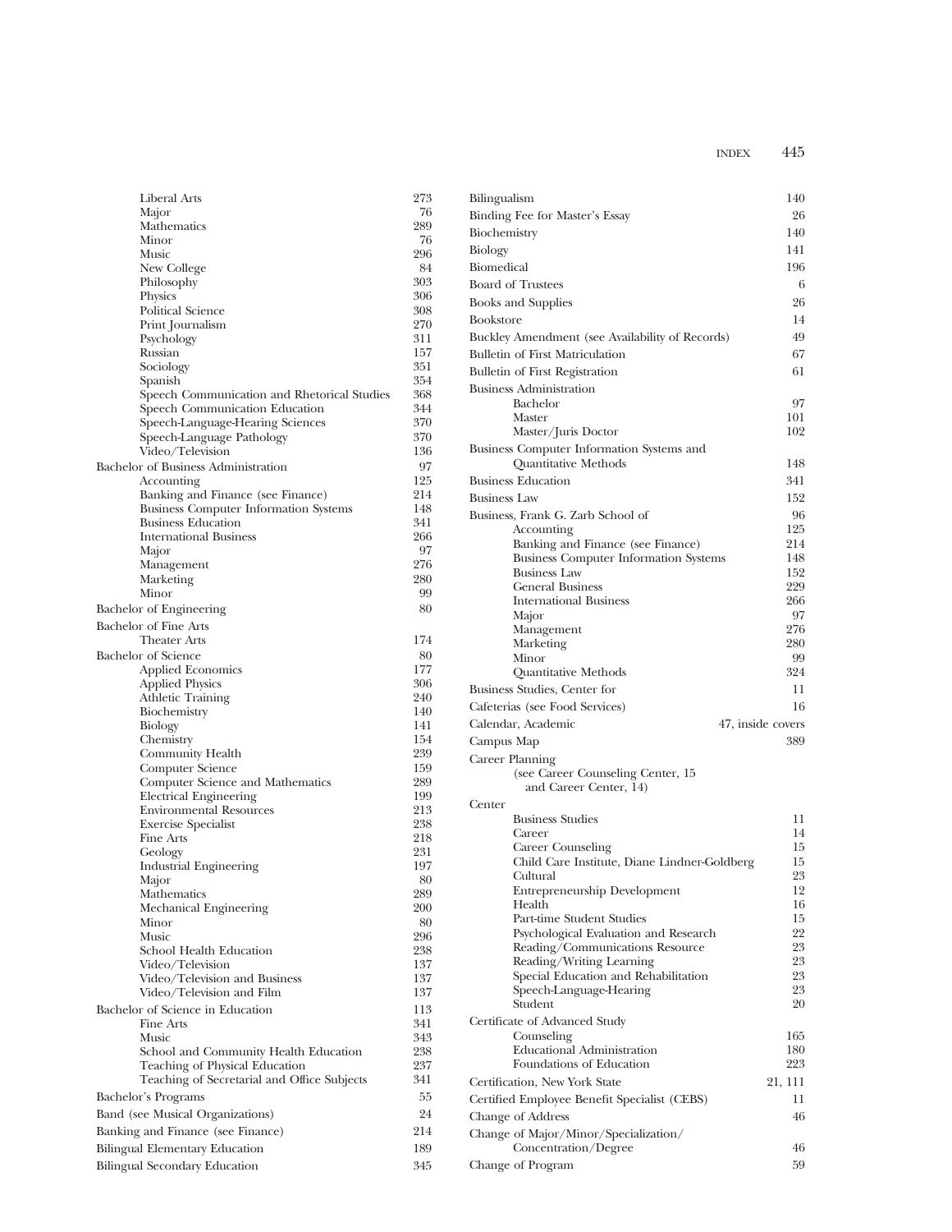- Liberal Arts 273
- Major 76
- Mathematics 289
- Minor 76
- Music 296
- New College 84
- Philosophy 303
- Physics 306
- Political Science 308
- Print Journalism 270
- Psychology 311
- Russian 157
- Sociology 351
- Spanish 354
- Speech Communication and Rhetorical Studies 368
- Speech Communication Education 344
- Speech-Language-Hearing Sciences 370
- Speech-Language Pathology 370
- Video/Television 136

Bachelor of Business Administration 97
- Accounting 125
- Banking and Finance (see Finance) 214
- Business Computer Information Systems 148
- Business Education 341
- International Business 266
- Major 97
- Management 276
- Marketing 280
- Minor 99

Bachelor of Engineering 80

Bachelor of Fine Arts
- Theater Arts 174

Bachelor of Science 80
- Applied Economics 177
- Applied Physics 306
- Athletic Training 240
- Biochemistry 140
- Biology 141
- Chemistry 154
- Community Health 239
- Computer Science 159
- Computer Science and Mathematics 289
- Electrical Engineering 199
- Environmental Resources 213
- Exercise Specialist 238
- Fine Arts 218
- Geology 231
- Industrial Engineering 197
- Major 80
- Mathematics 289
- Mechanical Engineering 200
- Minor 80
- Music 296
- School Health Education 238
- Video/Television 137
- Video/Television and Business 137
- Video/Television and Film 137

Bachelor of Science in Education 113
- Fine Arts 341
- Music 343
- School and Community Health Education 238
- Teaching of Physical Education 237
- Teaching of Secretarial and Office Subjects 341

Bachelor's Programs 55

Band (see Musical Organizations) 24

Banking and Finance (see Finance) 214

Bilingual Elementary Education 189

Bilingual Secondary Education 345

Bilingualism 140

Binding Fee for Master's Essay 26

Biochemistry 140

Biology 141

Biomedical 196

Board of Trustees 6

Books and Supplies 26

Bookstore 14

Buckley Amendment (see Availability of Records) 49

Bulletin of First Matriculation 67

Bulletin of First Registration 61

Business Administration
- Bachelor 97
- Master 101
- Master/Juris Doctor 102

Business Computer Information Systems and Quantitative Methods 148

Business Education 341

Business Law 152

Business, Frank G. Zarb School of 96
- Accounting 125
- Banking and Finance (see Finance) 214
- Business Computer Information Systems 148
- Business Law 152
- General Business 229
- International Business 266
- Major 97
- Management 276
- Marketing 280
- Minor 99
- Quantitative Methods 324

Business Studies, Center for 11

Cafeterias (see Food Services) 16

Calendar, Academic 47, inside covers

Campus Map 389

Career Planning
- (see Career Counseling Center, 15 and Career Center, 14)

Center
- Business Studies 11
- Career 14
- Career Counseling 15
- Child Care Institute, Diane Lindner-Goldberg 15
- Cultural 23
- Entrepreneurship Development 12
- Health 16
- Part-time Student Studies 15
- Psychological Evaluation and Research 22
- Reading/Communications Resource 23
- Reading/Writing Learning 23
- Special Education and Rehabilitation 23
- Speech-Language-Hearing 23
- Student 20

Certificate of Advanced Study
- Counseling 165
- Educational Administration 180
- Foundations of Education 223

Certification, New York State 21, 111

Certified Employee Benefit Specialist (CEBS) 11

Change of Address 46

Change of Major/Minor/Specialization/Concentration/Degree 46

Change of Program 59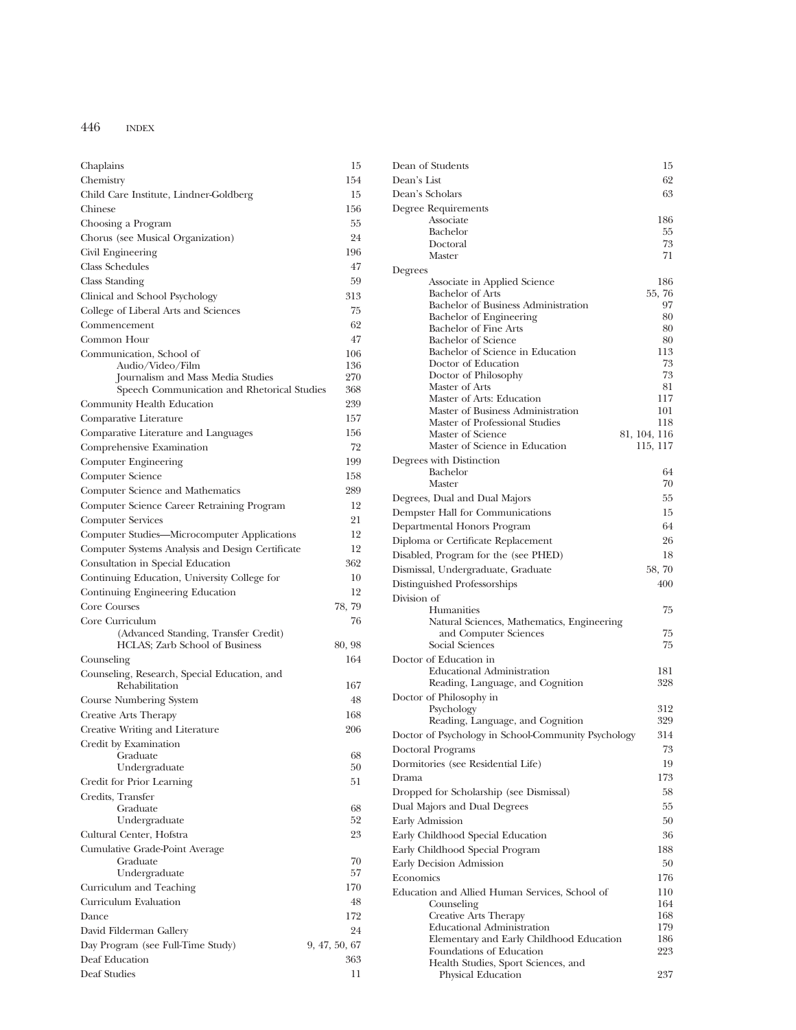Chaplains 15
Chemistry 154
Child Care Institute, Lindner-Goldberg 15
Chinese 156
Choosing a Program 55
Chorus (see Musical Organization) 24
Civil Engineering 196
Class Schedules 47
Class Standing 59
Clinical and School Psychology 313
College of Liberal Arts and Sciences 75
Commencement 62
Common Hour 47
Communication, School of 106
- Audio/Video/Film 136
- Journalism and Mass Media Studies 270
- Speech Communication and Rhetorical Studies 368

Community Health Education 239
Comparative Literature 157
Comparative Literature and Languages 156
Comprehensive Examination 72
Computer Engineering 199
Computer Science 158
Computer Science and Mathematics 289
Computer Science Career Retraining Program 12
Computer Services 21
Computer Studies—Microcomputer Applications 12
Computer Systems Analysis and Design Certificate 12
Consultation in Special Education 362
Continuing Education, University College for 10
Continuing Engineering Education 12
Core Courses 78, 79
Core Curriculum 76
- (Advanced Standing, Transfer Credit)
- HCLAS; Zarb School of Business 80, 98

Counseling 164
Counseling, Research, Special Education, and Rehabilitation 167
Course Numbering System 48
Creative Arts Therapy 168
Creative Writing and Literature 206
Credit by Examination
- Graduate 68
- Undergraduate 50

Credit for Prior Learning 51
Credits, Transfer
- Graduate 68
- Undergraduate 52

Cultural Center, Hofstra 23
Cumulative Grade-Point Average
- Graduate 70
- Undergraduate 57

Curriculum and Teaching 170
Curriculum Evaluation 48
Dance 172
David Filderman Gallery 24
Day Program (see Full-Time Study) 9, 47, 50, 67
Deaf Education 363
Deaf Studies 11
Dean of Students 15
Dean's List 62
Dean's Scholars 63
Degree Requirements
- Associate 186
- Bachelor 55
- Doctoral 73
- Master 71

Degrees
- Associate in Applied Science 186
- Bachelor of Arts 55, 76
- Bachelor of Business Administration 97
- Bachelor of Engineering 80
- Bachelor of Fine Arts 80
- Bachelor of Science 80
- Bachelor of Science in Education 113
- Doctor of Education 73
- Doctor of Philosophy 73
- Master of Arts 81
- Master of Arts: Education 117
- Master of Business Administration 101
- Master of Professional Studies 118
- Master of Science 81, 104, 116
- Master of Science in Education 115, 117

Degrees with Distinction
- Bachelor 64
- Master 70

Degrees, Dual and Dual Majors 55
Dempster Hall for Communications 15
Departmental Honors Program 64
Diploma or Certificate Replacement 26
Disabled, Program for the (see PHED) 18
Dismissal, Undergraduate, Graduate 58, 70
Distinguished Professorships 400
Division of
- Humanities 75
- Natural Sciences, Mathematics, Engineering and Computer Sciences 75
- Social Sciences 75

Doctor of Education in
- Educational Administration 181
- Reading, Language, and Cognition 328

Doctor of Philosophy in
- Psychology 312
- Reading, Language, and Cognition 329

Doctor of Psychology in School-Community Psychology 314
Doctoral Programs 73
Dormitories (see Residential Life) 19
Drama 173
Dropped for Scholarship (see Dismissal) 58
Dual Majors and Dual Degrees 55
Early Admission 50
Early Childhood Special Education 36
Early Childhood Special Program 188
Early Decision Admission 50
Economics 176
Education and Allied Human Services, School of 110
- Counseling 164
- Creative Arts Therapy 168
- Educational Administration 179
- Elementary and Early Childhood Education 186
- Foundations of Education 223
- Health Studies, Sport Sciences, and Physical Education 237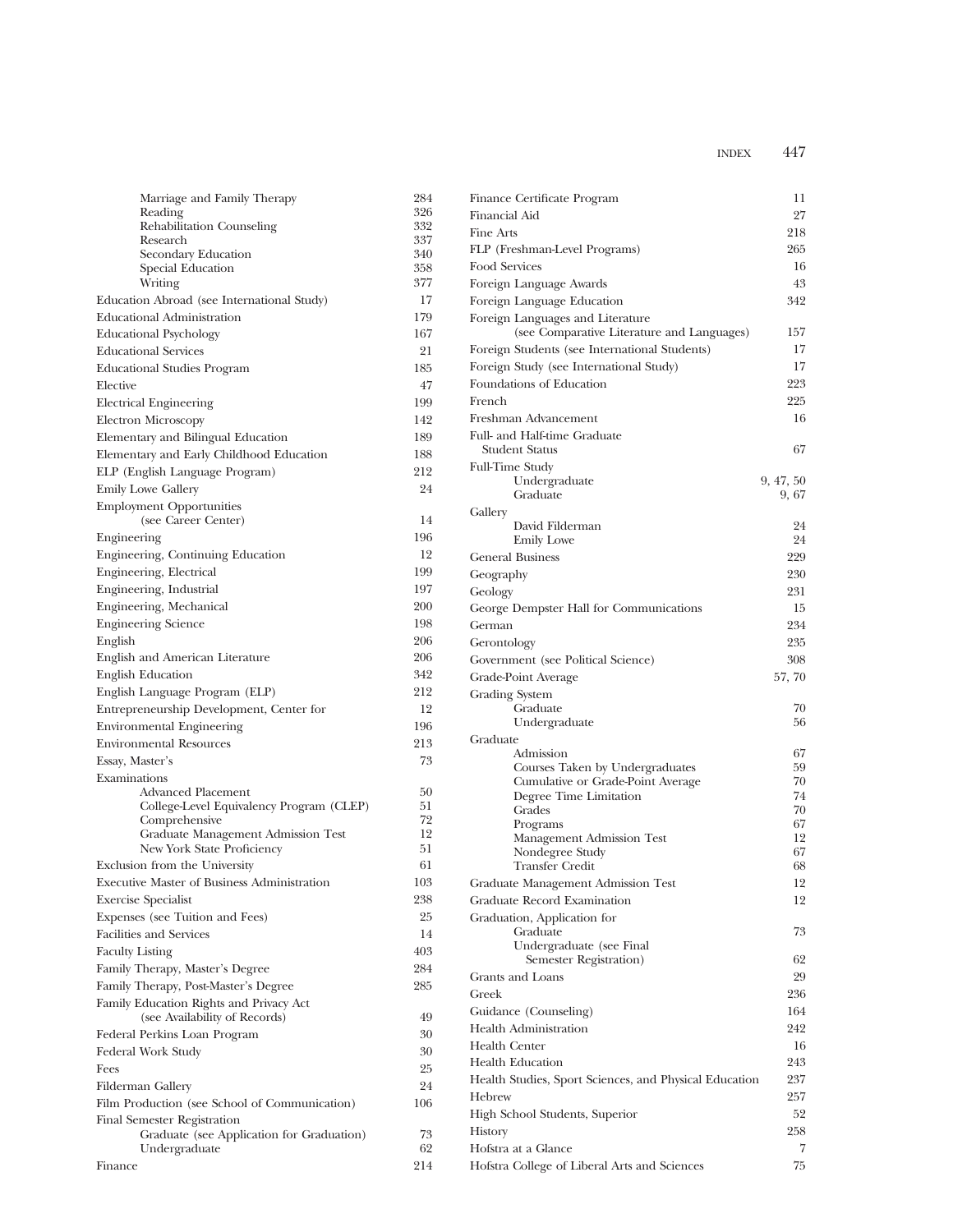Marriage and Family Therapy 284
Reading 326
Rehabilitation Counseling 332
Research 337
Secondary Education 340
Special Education 358
Writing 377

Education Abroad (see International Study) 17
Educational Administration 179
Educational Psychology 167
Educational Services 21
Educational Studies Program 185
Elective 47
Electrical Engineering 199
Electron Microscopy 142
Elementary and Bilingual Education 189
Elementary and Early Childhood Education 188
ELP (English Language Program) 212
Emily Lowe Gallery 24
Employment Opportunities
(see Career Center) 14
Engineering 196
Engineering, Continuing Education 12
Engineering, Electrical 199
Engineering, Industrial 197
Engineering, Mechanical 200
Engineering Science 198
English 206
English and American Literature 206
English Education 342
English Language Program (ELP) 212
Entrepreneurship Development, Center for 12
Environmental Engineering 196
Environmental Resources 213
Essay, Master's 73
Examinations
Advanced Placement 50
College-Level Equivalency Program (CLEP) 51
Comprehensive 72
Graduate Management Admission Test 12
New York State Proficiency 51
Exclusion from the University 61
Executive Master of Business Administration 103
Exercise Specialist 238
Expenses (see Tuition and Fees) 25
Facilities and Services 14
Faculty Listing 403
Family Therapy, Master's Degree 284
Family Therapy, Post-Master's Degree 285
Family Education Rights and Privacy Act
(see Availability of Records) 49
Federal Perkins Loan Program 30
Federal Work Study 30
Fees 25
Filderman Gallery 24
Film Production (see School of Communication) 106
Final Semester Registration
Graduate (see Application for Graduation) 73
Undergraduate 62
Finance 214
Finance Certificate Program 11
Financial Aid 27
Fine Arts 218
FLP (Freshman-Level Programs) 265
Food Services 16
Foreign Language Awards 43
Foreign Language Education 342
Foreign Languages and Literature
(see Comparative Literature and Languages) 157
Foreign Students (see International Students) 17
Foreign Study (see International Study) 17
Foundations of Education 223
French 225
Freshman Advancement 16
Full- and Half-time Graduate
Student Status 67
Full-Time Study
Undergraduate 9, 47, 50
Graduate 9, 67
Gallery
David Filderman 24
Emily Lowe 24
General Business 229
Geography 230
Geology 231
George Dempster Hall for Communications 15
German 234
Gerontology 235
Government (see Political Science) 308
Grade-Point Average 57, 70
Grading System
Graduate 70
Undergraduate 56
Graduate
Admission 67
Courses Taken by Undergraduates 59
Cumulative or Grade-Point Average 70
Degree Time Limitation 74
Grades 70
Programs 67
Management Admission Test 12
Nondegree Study 67
Transfer Credit 68
Graduate Management Admission Test 12
Graduate Record Examination 12
Graduation, Application for
Graduate 73
Undergraduate (see Final
Semester Registration) 62
Grants and Loans 29
Greek 236
Guidance (Counseling) 164
Health Administration 242
Health Center 16
Health Education 243
Health Studies, Sport Sciences, and Physical Education 237
Hebrew 257
High School Students, Superior 52
History 258
Hofstra at a Glance 7
Hofstra College of Liberal Arts and Sciences 75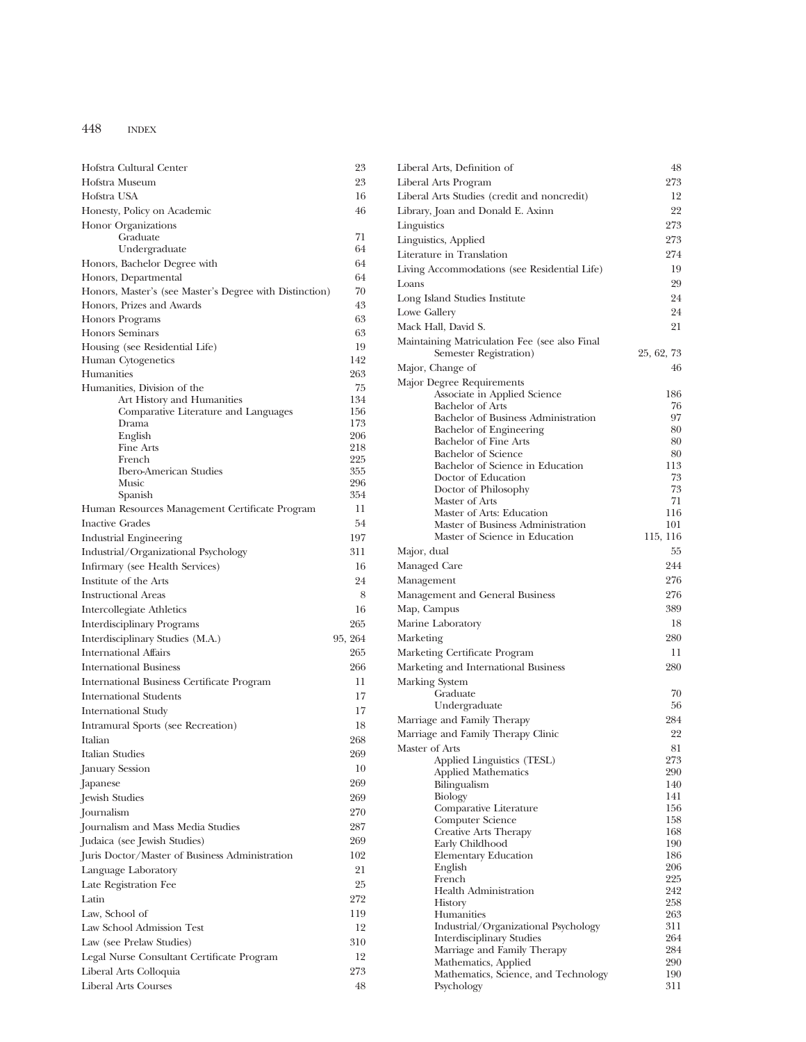Hofstra Cultural Center 23
Hofstra Museum 23
Hofstra USA 16
Honesty, Policy on Academic 46
Honor Organizations
- Graduate 71
- Undergraduate 64

Honors, Bachelor Degree with 64
Honors, Departmental 64
Honors, Master's (see Master's Degree with Distinction) 70
Honors, Prizes and Awards 43
Honors Programs 63
Honors Seminars 63
Housing (see Residential Life) 19
Human Cytogenetics 142
Humanities 263
Humanities, Division of the 75
- Art History and Humanities 134
- Comparative Literature and Languages 156
- Drama 173
- English 206
- Fine Arts 218
- French 225
- Ibero-American Studies 355
- Music 296
- Spanish 354

Human Resources Management Certificate Program 11
Inactive Grades 54
Industrial Engineering 197
Industrial/Organizational Psychology 311
Infirmary (see Health Services) 16
Institute of the Arts 24
Instructional Areas 8
Intercollegiate Athletics 16
Interdisciplinary Programs 265
Interdisciplinary Studies (M.A.) 95, 264
International Affairs 265
International Business 266
International Business Certificate Program 11
International Students 17
International Study 17
Intramural Sports (see Recreation) 18
Italian 268
Italian Studies 269
January Session 10
Japanese 269
Jewish Studies 269
Journalism 270
Journalism and Mass Media Studies 287
Judaica (see Jewish Studies) 269
Juris Doctor/Master of Business Administration 102
Language Laboratory 21
Late Registration Fee 25
Latin 272
Law, School of 119
Law School Admission Test 12
Law (see Prelaw Studies) 310
Legal Nurse Consultant Certificate Program 12
Liberal Arts Colloquia 273
Liberal Arts Courses 48
Liberal Arts, Definition of 48
Liberal Arts Program 273
Liberal Arts Studies (credit and noncredit) 12
Library, Joan and Donald E. Axinn 22
Linguistics 273
Linguistics, Applied 273
Literature in Translation 274
Living Accommodations (see Residential Life) 19
Loans 29
Long Island Studies Institute 24
Lowe Gallery 24
Mack Hall, David S. 21
Maintaining Matriculation Fee (see also Final Semester Registration) 25, 62, 73
Major, Change of 46
Major Degree Requirements
- Associate in Applied Science 186
- Bachelor of Arts 76
- Bachelor of Business Administration 97
- Bachelor of Engineering 80
- Bachelor of Fine Arts 80
- Bachelor of Science 80
- Bachelor of Science in Education 113
- Doctor of Education 73
- Doctor of Philosophy 73
- Master of Arts 71
- Master of Arts: Education 116
- Master of Business Administration 101
- Master of Science in Education 115, 116

Major, dual 55
Managed Care 244
Management 276
Management and General Business 276
Map, Campus 389
Marine Laboratory 18
Marketing 280
Marketing Certificate Program 11
Marketing and International Business 280
Marking System
- Graduate 70
- Undergraduate 56

Marriage and Family Therapy 284
Marriage and Family Therapy Clinic 22
Master of Arts 81
- Applied Linguistics (TESL) 273
- Applied Mathematics 290
- Bilingualism 140
- Biology 141
- Comparative Literature 156
- Computer Science 158
- Creative Arts Therapy 168
- Early Childhood 190
- Elementary Education 186
- English 206
- French 225
- Health Administration 242
- History 258
- Humanities 263
- Industrial/Organizational Psychology 311
- Interdisciplinary Studies 264
- Marriage and Family Therapy 284
- Mathematics, Applied 290
- Mathematics, Science, and Technology 190
- Psychology 311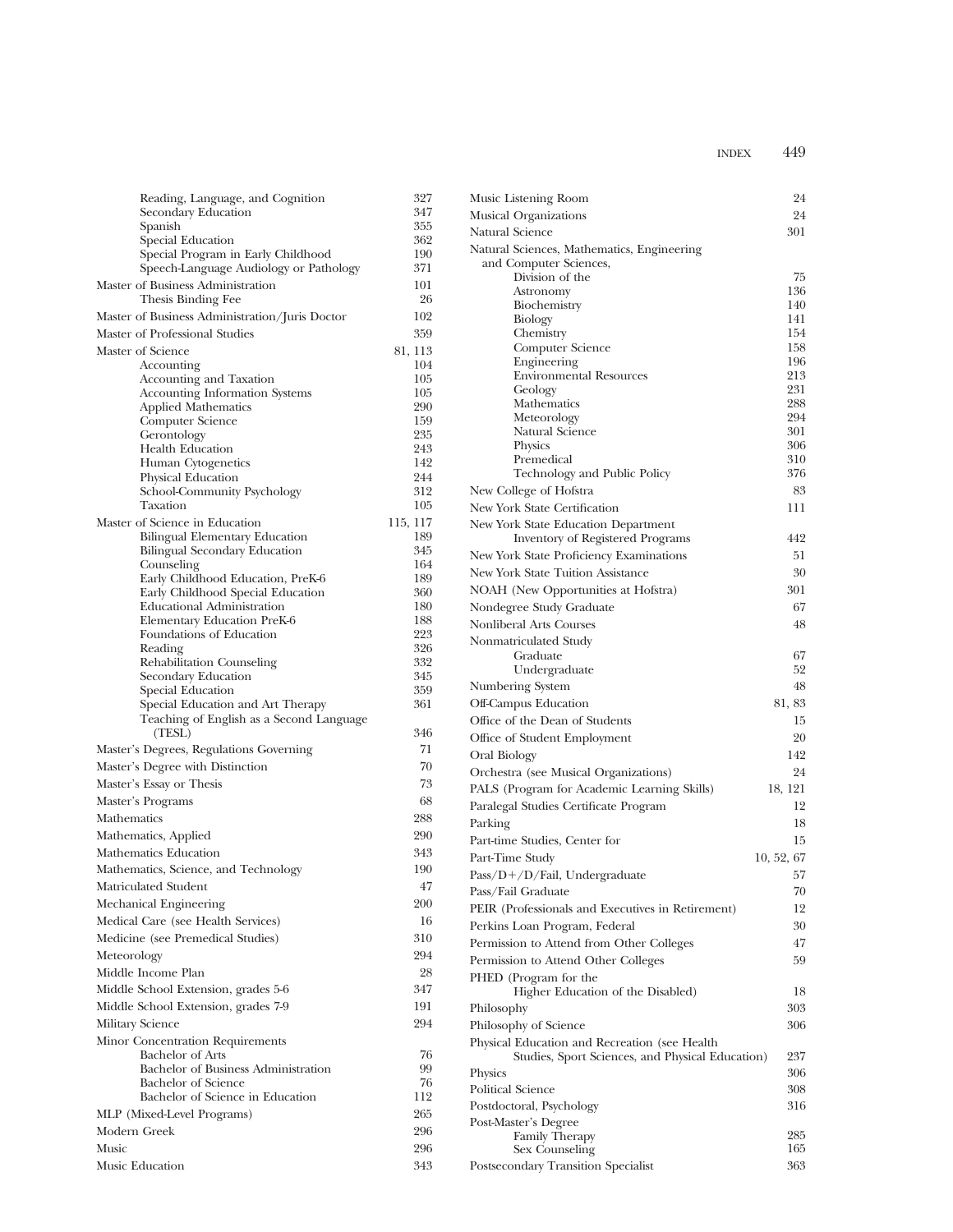Reading, Language, and Cognition 327
Secondary Education 347
Spanish 355
Special Education 362
Special Program in Early Childhood 190
Speech-Language Audiology or Pathology 371

Master of Business Administration 101
Thesis Binding Fee 26

Master of Business Administration/Juris Doctor 102

Master of Professional Studies 359

Master of Science 81, 113
Accounting 104
Accounting and Taxation 105
Accounting Information Systems 105
Applied Mathematics 290
Computer Science 159
Gerontology 235
Health Education 243
Human Cytogenetics 142
Physical Education 244
School-Community Psychology 312
Taxation 105

Master of Science in Education 115, 117
Bilingual Elementary Education 189
Bilingual Secondary Education 345
Counseling 164
Early Childhood Education, PreK-6 189
Early Childhood Special Education 360
Educational Administration 180
Elementary Education PreK-6 188
Foundations of Education 223
Reading 326
Rehabilitation Counseling 332
Secondary Education 345
Special Education 359
Special Education and Art Therapy 361
Teaching of English as a Second Language (TESL) 346

Master's Degrees, Regulations Governing 71

Master's Degree with Distinction 70

Master's Essay or Thesis 73

Master's Programs 68

Mathematics 288

Mathematics, Applied 290

Mathematics Education 343

Mathematics, Science, and Technology 190

Matriculated Student 47

Mechanical Engineering 200

Medical Care (see Health Services) 16

Medicine (see Premedical Studies) 310

Meteorology 294

Middle Income Plan 28

Middle School Extension, grades 5-6 347

Middle School Extension, grades 7-9 191

Military Science 294

Minor Concentration Requirements
Bachelor of Arts 76
Bachelor of Business Administration 99
Bachelor of Science 76
Bachelor of Science in Education 112

MLP (Mixed-Level Programs) 265

Modern Greek 296

Music 296

Music Education 343

Music Listening Room 24

Musical Organizations 24

Natural Science 301

Natural Sciences, Mathematics, Engineering and Computer Sciences, Division of the 75
Astronomy 136
Biochemistry 140
Biology 141
Chemistry 154
Computer Science 158
Engineering 196
Environmental Resources 213
Geology 231
Mathematics 288
Meteorology 294
Natural Science 301
Physics 306
Premedical 310
Technology and Public Policy 376

New College of Hofstra 83

New York State Certification 111

New York State Education Department Inventory of Registered Programs 442

New York State Proficiency Examinations 51

New York State Tuition Assistance 30

NOAH (New Opportunities at Hofstra) 301

Nondegree Study Graduate 67

Nonliberal Arts Courses 48

Nonmatriculated Study
Graduate 67
Undergraduate 52

Numbering System 48

Off-Campus Education 81, 83

Office of the Dean of Students 15

Office of Student Employment 20

Oral Biology 142

Orchestra (see Musical Organizations) 24

PALS (Program for Academic Learning Skills) 18, 121

Paralegal Studies Certificate Program 12

Parking 18

Part-time Studies, Center for 15

Part-Time Study 10, 52, 67

Pass/D+/D/Fail, Undergraduate 57

Pass/Fail Graduate 70

PEIR (Professionals and Executives in Retirement) 12

Perkins Loan Program, Federal 30

Permission to Attend from Other Colleges 47

Permission to Attend Other Colleges 59

PHED (Program for the Higher Education of the Disabled) 18

Philosophy 303

Philosophy of Science 306

Physical Education and Recreation (see Health Studies, Sport Sciences, and Physical Education) 237

Physics 306

Political Science 308

Postdoctoral, Psychology 316

Post-Master's Degree
Family Therapy 285
Sex Counseling 165

Postsecondary Transition Specialist 363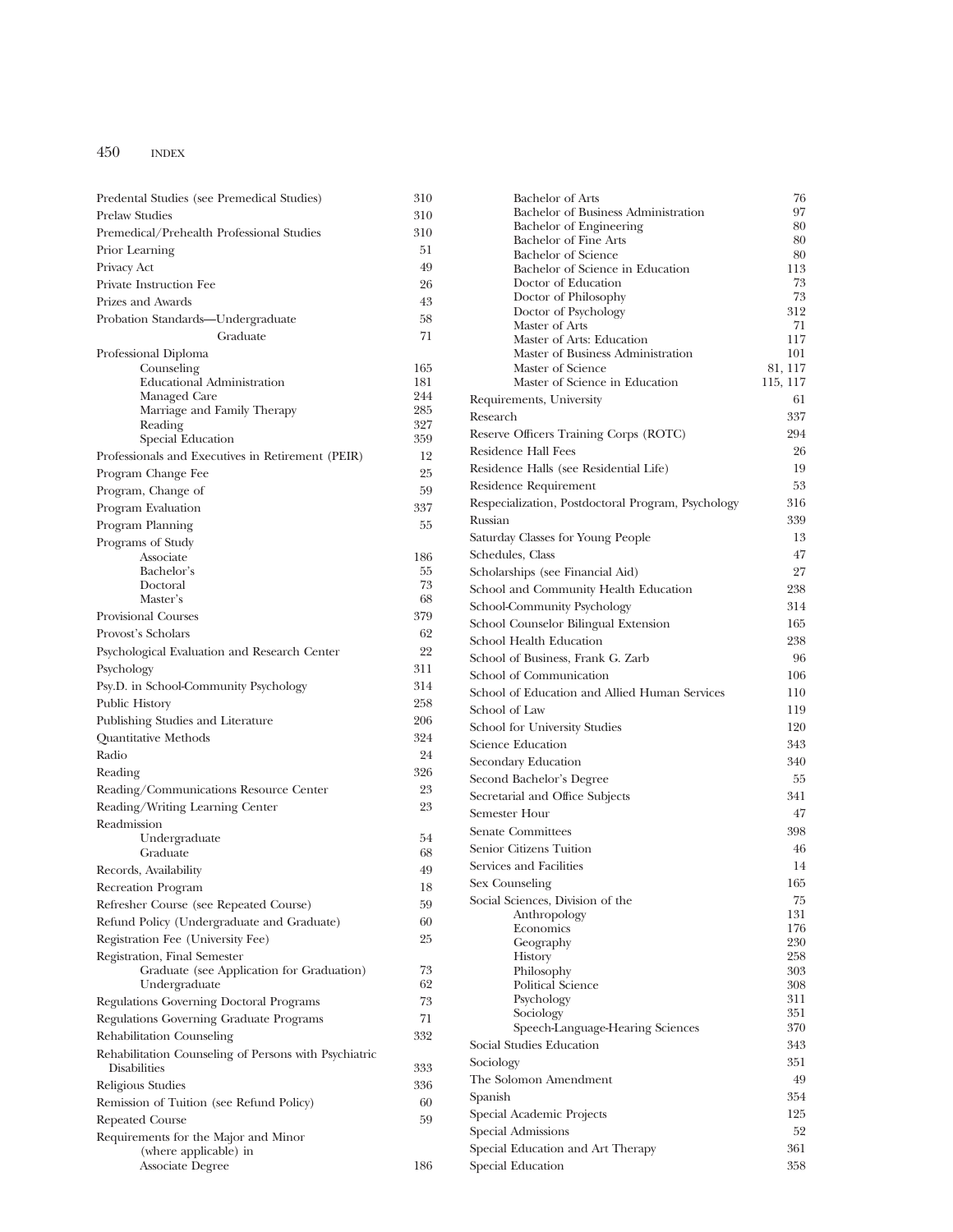Predental Studies (see Premedical Studies) 310
Prelaw Studies 310
Premedical/Prehealth Professional Studies 310
Prior Learning 51
Privacy Act 49
Private Instruction Fee 26
Prizes and Awards 43
Probation Standards—Undergraduate 58
Graduate 71
Professional Diploma
- Counseling 165
- Educational Administration 181
- Managed Care 244
- Marriage and Family Therapy 285
- Reading 327
- Special Education 359

Professionals and Executives in Retirement (PEIR) 12
Program Change Fee 25
Program, Change of 59
Program Evaluation 337
Program Planning 55
Programs of Study
- Associate 186
- Bachelor's 55
- Doctoral 73
- Master's 68

Provisional Courses 379
Provost's Scholars 62
Psychological Evaluation and Research Center 22
Psychology 311
Psy.D. in School-Community Psychology 314
Public History 258
Publishing Studies and Literature 206
Quantitative Methods 324
Radio 24
Reading 326
Reading/Communications Resource Center 23
Reading/Writing Learning Center 23
Readmission
- Undergraduate 54
- Graduate 68

Records, Availability 49
Recreation Program 18
Refresher Course (see Repeated Course) 59
Refund Policy (Undergraduate and Graduate) 60
Registration Fee (University Fee) 25
Registration, Final Semester
- Graduate (see Application for Graduation) 73
- Undergraduate 62

Regulations Governing Doctoral Programs 73
Regulations Governing Graduate Programs 71
Rehabilitation Counseling 332
Rehabilitation Counseling of Persons with Psychiatric Disabilities 333
Religious Studies 336
Remission of Tuition (see Refund Policy) 60
Repeated Course 59
Requirements for the Major and Minor (where applicable) in
- Associate Degree 186
- Bachelor of Arts 76
- Bachelor of Business Administration 97
- Bachelor of Engineering 80
- Bachelor of Fine Arts 80
- Bachelor of Science 80
- Bachelor of Science in Education 113
- Doctor of Education 73
- Doctor of Philosophy 73
- Doctor of Psychology 312
- Master of Arts 71
- Master of Arts: Education 117
- Master of Business Administration 101
- Master of Science 81, 117
- Master of Science in Education 115, 117

Requirements, University 61
Research 337
Reserve Officers Training Corps (ROTC) 294
Residence Hall Fees 26
Residence Halls (see Residential Life) 19
Residence Requirement 53
Respecialization, Postdoctoral Program, Psychology 316
Russian 339
Saturday Classes for Young People 13
Schedules, Class 47
Scholarships (see Financial Aid) 27
School and Community Health Education 238
School-Community Psychology 314
School Counselor Bilingual Extension 165
School Health Education 238
School of Business, Frank G. Zarb 96
School of Communication 106
School of Education and Allied Human Services 110
School of Law 119
School for University Studies 120
Science Education 343
Secondary Education 340
Second Bachelor's Degree 55
Secretarial and Office Subjects 341
Semester Hour 47
Senate Committees 398
Senior Citizens Tuition 46
Services and Facilities 14
Sex Counseling 165
Social Sciences, Division of the 75
- Anthropology 131
- Economics 176
- Geography 230
- History 258
- Philosophy 303
- Political Science 308
- Psychology 311
- Sociology 351
- Speech-Language-Hearing Sciences 370

Social Studies Education 343
Sociology 351
The Solomon Amendment 49
Spanish 354
Special Academic Projects 125
Special Admissions 52
Special Education and Art Therapy 361
Special Education 358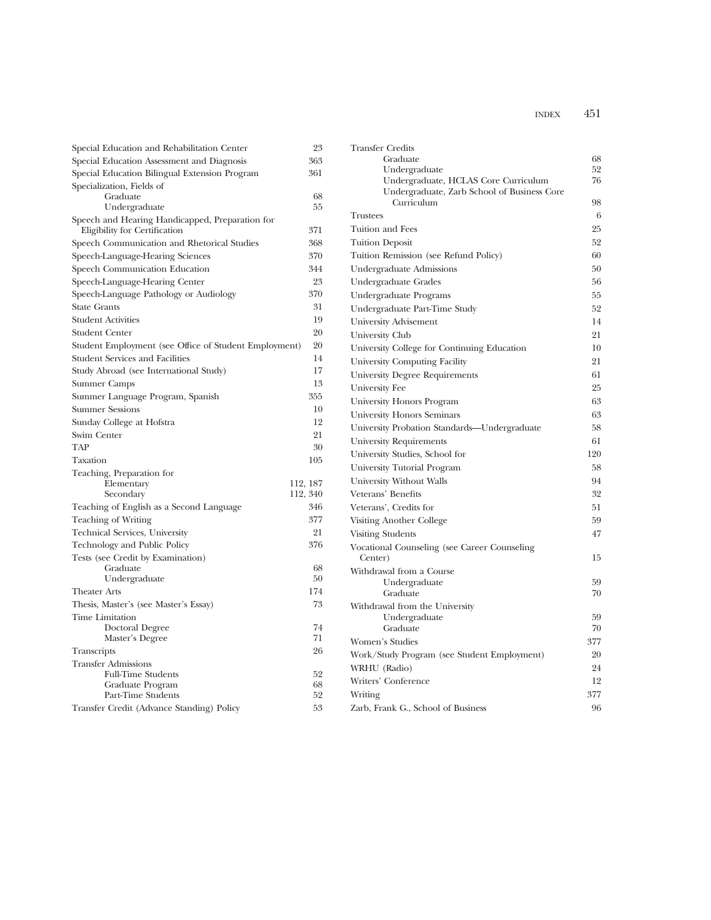Special Education and Rehabilitation Center 23
Special Education Assessment and Diagnosis 363
Special Education Bilingual Extension Program 361
Specialization, Fields of
  Graduate 68
  Undergraduate 55
Speech and Hearing Handicapped, Preparation for Eligibility for Certification 371
Speech Communication and Rhetorical Studies 368
Speech-Language-Hearing Sciences 370
Speech Communication Education 344
Speech-Language-Hearing Center 23
Speech-Language Pathology or Audiology 370
State Grants 31
Student Activities 19
Student Center 20
Student Employment (see Office of Student Employment) 20
Student Services and Facilities 14
Study Abroad (see International Study) 17
Summer Camps 13
Summer Language Program, Spanish 355
Summer Sessions 10
Sunday College at Hofstra 12
Swim Center 21
TAP 30
Taxation 105
Teaching, Preparation for
  Elementary 112, 187
  Secondary 112, 340
Teaching of English as a Second Language 346
Teaching of Writing 377
Technical Services, University 21
Technology and Public Policy 376
Tests (see Credit by Examination)
  Graduate 68
  Undergraduate 50
Theater Arts 174
Thesis, Master's (see Master's Essay) 73
Time Limitation
  Doctoral Degree 74
  Master's Degree 71
Transcripts 26
Transfer Admissions
  Full-Time Students 52
  Graduate Program 68
  Part-Time Students 52
Transfer Credit (Advance Standing) Policy 53
Transfer Credits
  Graduate 68
  Undergraduate 52
  Undergraduate, HCLAS Core Curriculum 76
  Undergraduate, Zarb School of Business Core Curriculum 98
Trustees 6
Tuition and Fees 25
Tuition Deposit 52
Tuition Remission (see Refund Policy) 60
Undergraduate Admissions 50
Undergraduate Grades 56
Undergraduate Programs 55
Undergraduate Part-Time Study 52
University Advisement 14
University Club 21
University College for Continuing Education 10
University Computing Facility 21
University Degree Requirements 61
University Fee 25
University Honors Program 63
University Honors Seminars 63
University Probation Standards—Undergraduate 58
University Requirements 61
University Studies, School for 120
University Tutorial Program 58
University Without Walls 94
Veterans' Benefits 32
Veterans', Credits for 51
Visiting Another College 59
Visiting Students 47
Vocational Counseling (see Career Counseling Center) 15
Withdrawal from a Course
  Undergraduate 59
  Graduate 70
Withdrawal from the University
  Undergraduate 59
  Graduate 70
Women's Studies 377
Work/Study Program (see Student Employment) 20
WRHU (Radio) 24
Writers' Conference 12
Writing 377
Zarb, Frank G., School of Business 96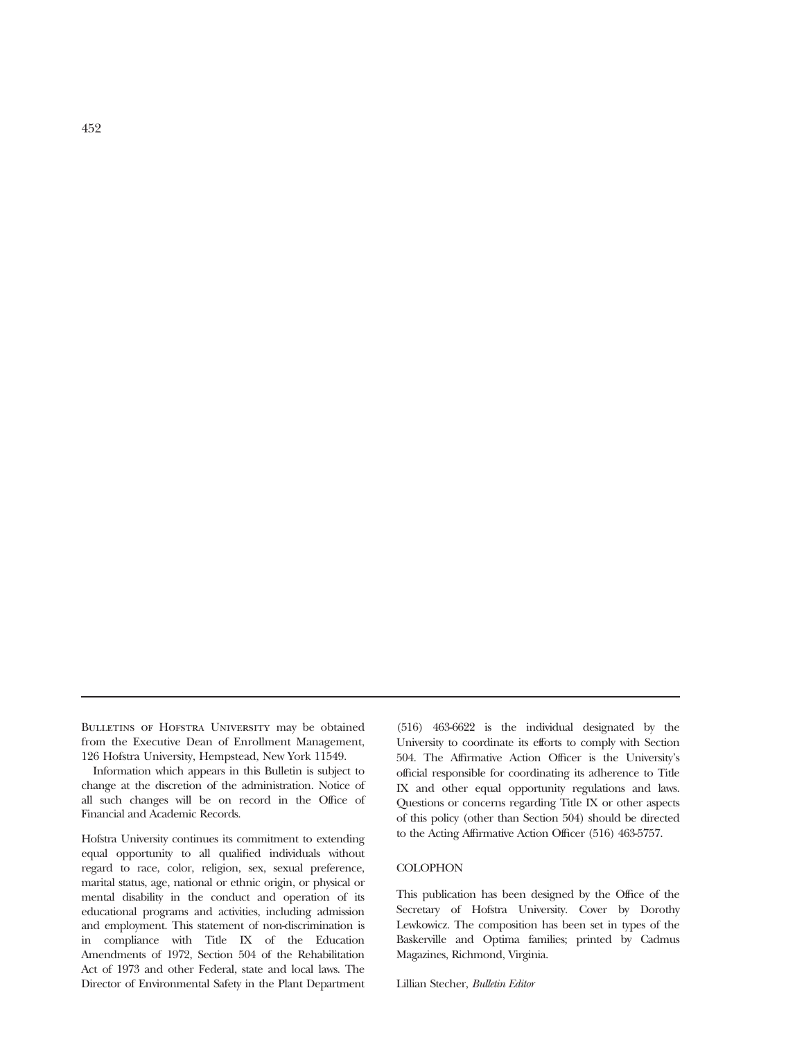Bulletins of Hofstra University may be obtained from the Executive Dean of Enrollment Management, 126 Hofstra University, Hempstead, New York 11549.

Information which appears in this Bulletin is subject to change at the discretion of the administration. Notice of all such changes will be on record in the Office of Financial and Academic Records.

Hofstra University continues its commitment to extending equal opportunity to all qualified individuals without regard to race, color, religion, sex, sexual preference, marital status, age, national or ethnic origin, or physical or mental disability in the conduct and operation of its educational programs and activities, including admission and employment. This statement of non-discrimination is in compliance with Title IX of the Education Amendments of 1972, Section 504 of the Rehabilitation Act of 1973 and other Federal, state and local laws. The Director of Environmental Safety in the Plant Department (516) 463-6622 is the individual designated by the University to coordinate its efforts to comply with Section 504. The Affirmative Action Officer is the University's official responsible for coordinating its adherence to Title IX and other equal opportunity regulations and laws. Questions or concerns regarding Title IX or other aspects of this policy (other than Section 504) should be directed to the Acting Affirmative Action Officer (516) 463-5757.

COLOPHON

This publication has been designed by the Office of the Secretary of Hofstra University. Cover by Dorothy Lewkowicz. The composition has been set in types of the Baskerville and Optima families; printed by Cadmus Magazines, Richmond, Virginia.

Lillian Stecher, *Bulletin Editor*